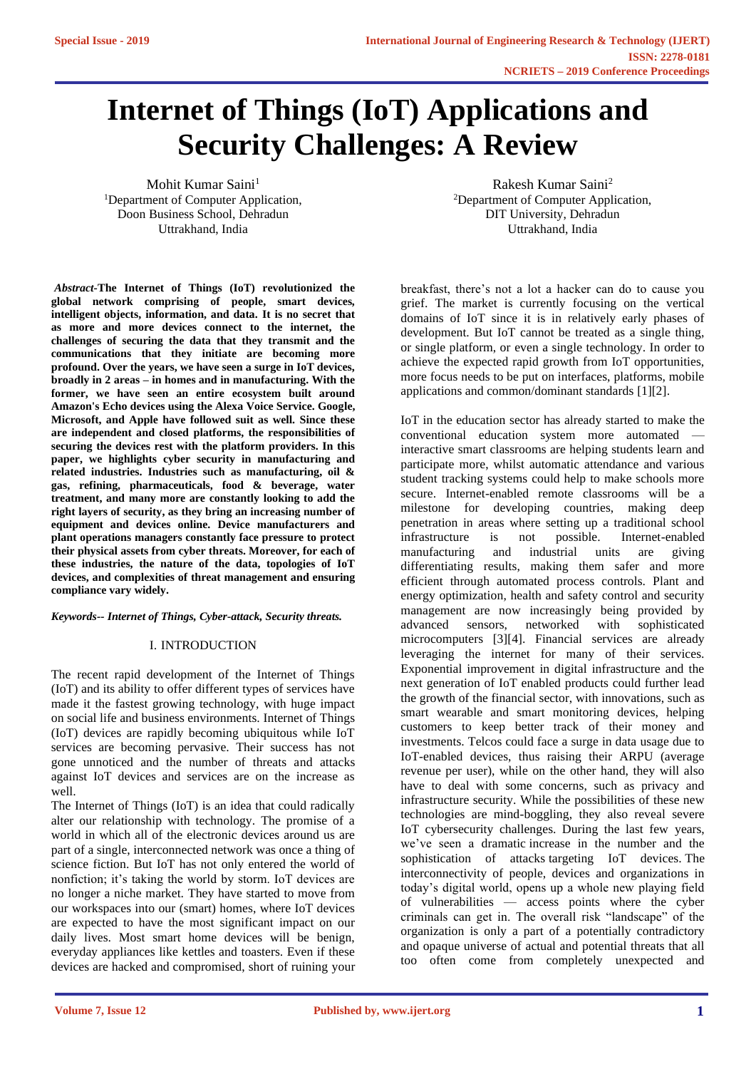# Internet of Things (IoT) Applications and Security Challenges: A Review

Mohit Kumar Saini[1]
[1]Department of Computer Application,
Doon Business School, Dehradun
Uttrakhand, India

Rakesh Kumar Saini[2]
[2]Department of Computer Application,
DIT University, Dehradun
Uttrakhand, India

***Abstract*-The Internet of Things (IoT) revolutionized the global network comprising of people, smart devices, intelligent objects, information, and data. It is no secret that as more and more devices connect to the internet, the challenges of securing the data that they transmit and the communications that they initiate are becoming more profound. Over the years, we have seen a surge in IoT devices, broadly in 2 areas – in homes and in manufacturing. With the former, we have seen an entire ecosystem built around Amazon's Echo devices using the Alexa Voice Service. Google, Microsoft, and Apple have followed suit as well. Since these are independent and closed platforms, the responsibilities of securing the devices rest with the platform providers. In this paper, we highlights cyber security in manufacturing and related industries. Industries such as manufacturing, oil & gas, refining, pharmaceuticals, food & beverage, water treatment, and many more are constantly looking to add the right layers of security, as they bring an increasing number of equipment and devices online. Device manufacturers and plant operations managers constantly face pressure to protect their physical assets from cyber threats. Moreover, for each of these industries, the nature of the data, topologies of IoT devices, and complexities of threat management and ensuring compliance vary widely.**

***Keywords-- Internet of Things, Cyber-attack, Security threats.***

## I. INTRODUCTION

The recent rapid development of the Internet of Things (IoT) and its ability to offer different types of services have made it the fastest growing technology, with huge impact on social life and business environments. Internet of Things (IoT) devices are rapidly becoming ubiquitous while IoT services are becoming pervasive. Their success has not gone unnoticed and the number of threats and attacks against IoT devices and services are on the increase as well.

The Internet of Things (IoT) is an idea that could radically alter our relationship with technology. The promise of a world in which all of the electronic devices around us are part of a single, interconnected network was once a thing of science fiction. But IoT has not only entered the world of nonfiction; it's taking the world by storm. IoT devices are no longer a niche market. They have started to move from our workspaces into our (smart) homes, where IoT devices are expected to have the most significant impact on our daily lives. Most smart home devices will be benign, everyday appliances like kettles and toasters. Even if these devices are hacked and compromised, short of ruining your breakfast, there's not a lot a hacker can do to cause you grief. The market is currently focusing on the vertical domains of IoT since it is in relatively early phases of development. But IoT cannot be treated as a single thing, or single platform, or even a single technology. In order to achieve the expected rapid growth from IoT opportunities, more focus needs to be put on interfaces, platforms, mobile applications and common/dominant standards [1][2].

IoT in the education sector has already started to make the conventional education system more automated — interactive smart classrooms are helping students learn and participate more, whilst automatic attendance and various student tracking systems could help to make schools more secure. Internet-enabled remote classrooms will be a milestone for developing countries, making deep penetration in areas where setting up a traditional school infrastructure is not possible. Internet-enabled manufacturing and industrial units are giving differentiating results, making them safer and more efficient through automated process controls. Plant and energy optimization, health and safety control and security management are now increasingly being provided by advanced sensors, networked with sophisticated microcomputers [3][4]. Financial services are already leveraging the internet for many of their services. Exponential improvement in digital infrastructure and the next generation of IoT enabled products could further lead the growth of the financial sector, with innovations, such as smart wearable and smart monitoring devices, helping customers to keep better track of their money and investments. Telcos could face a surge in data usage due to IoT-enabled devices, thus raising their ARPU (average revenue per user), while on the other hand, they will also have to deal with some concerns, such as privacy and infrastructure security. While the possibilities of these new technologies are mind-boggling, they also reveal severe IoT cybersecurity challenges. During the last few years, we've seen a dramatic increase in the number and the sophistication of attacks targeting IoT devices. The interconnectivity of people, devices and organizations in today's digital world, opens up a whole new playing field of vulnerabilities — access points where the cyber criminals can get in. The overall risk "landscape" of the organization is only a part of a potentially contradictory and opaque universe of actual and potential threats that all too often come from completely unexpected and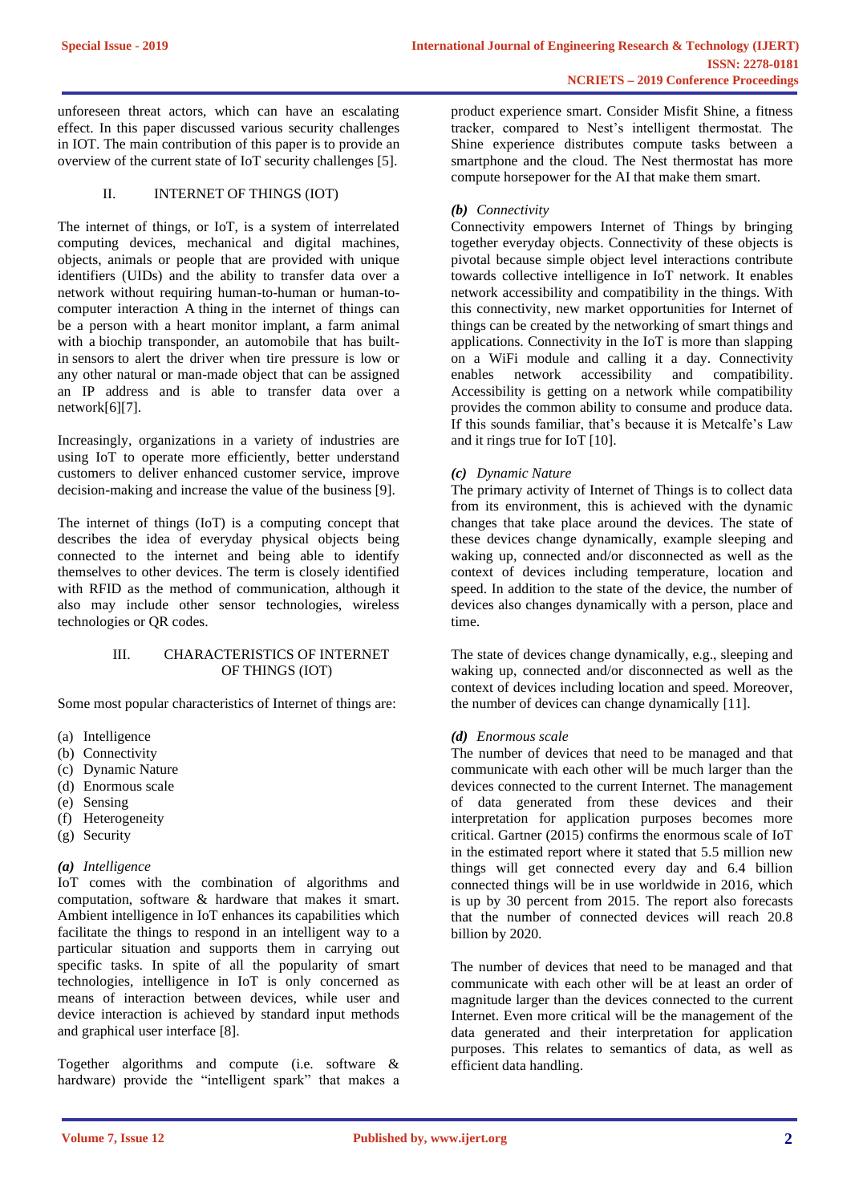unforeseen threat actors, which can have an escalating effect. In this paper discussed various security challenges in IOT. The main contribution of this paper is to provide an overview of the current state of IoT security challenges [5].

## II. INTERNET OF THINGS (IOT)

The internet of things, or IoT, is a system of interrelated computing devices, mechanical and digital machines, objects, animals or people that are provided with unique identifiers (UIDs) and the ability to transfer data over a network without requiring human-to-human or human-to-computer interaction A thing in the internet of things can be a person with a heart monitor implant, a farm animal with a biochip transponder, an automobile that has built-in sensors to alert the driver when tire pressure is low or any other natural or man-made object that can be assigned an IP address and is able to transfer data over a network[6][7].

Increasingly, organizations in a variety of industries are using IoT to operate more efficiently, better understand customers to deliver enhanced customer service, improve decision-making and increase the value of the business [9].

The internet of things (IoT) is a computing concept that describes the idea of everyday physical objects being connected to the internet and being able to identify themselves to other devices. The term is closely identified with RFID as the method of communication, although it also may include other sensor technologies, wireless technologies or QR codes.

## III. CHARACTERISTICS OF INTERNET OF THINGS (IOT)

Some most popular characteristics of Internet of things are:

(a) Intelligence
(b) Connectivity
(c) Dynamic Nature
(d) Enormous scale
(e) Sensing
(f) Heterogeneity
(g) Security

### *(a) Intelligence*

IoT comes with the combination of algorithms and computation, software & hardware that makes it smart. Ambient intelligence in IoT enhances its capabilities which facilitate the things to respond in an intelligent way to a particular situation and supports them in carrying out specific tasks. In spite of all the popularity of smart technologies, intelligence in IoT is only concerned as means of interaction between devices, while user and device interaction is achieved by standard input methods and graphical user interface [8].

Together algorithms and compute (i.e. software & hardware) provide the "intelligent spark" that makes a product experience smart. Consider Misfit Shine, a fitness tracker, compared to Nest's intelligent thermostat. The Shine experience distributes compute tasks between a smartphone and the cloud. The Nest thermostat has more compute horsepower for the AI that make them smart.

### *(b) Connectivity*

Connectivity empowers Internet of Things by bringing together everyday objects. Connectivity of these objects is pivotal because simple object level interactions contribute towards collective intelligence in IoT network. It enables network accessibility and compatibility in the things. With this connectivity, new market opportunities for Internet of things can be created by the networking of smart things and applications. Connectivity in the IoT is more than slapping on a WiFi module and calling it a day. Connectivity enables network accessibility and compatibility. Accessibility is getting on a network while compatibility provides the common ability to consume and produce data. If this sounds familiar, that's because it is Metcalfe's Law and it rings true for IoT [10].

### *(c) Dynamic Nature*

The primary activity of Internet of Things is to collect data from its environment, this is achieved with the dynamic changes that take place around the devices. The state of these devices change dynamically, example sleeping and waking up, connected and/or disconnected as well as the context of devices including temperature, location and speed. In addition to the state of the device, the number of devices also changes dynamically with a person, place and time.

The state of devices change dynamically, e.g., sleeping and waking up, connected and/or disconnected as well as the context of devices including location and speed. Moreover, the number of devices can change dynamically [11].

### *(d) Enormous scale*

The number of devices that need to be managed and that communicate with each other will be much larger than the devices connected to the current Internet. The management of data generated from these devices and their interpretation for application purposes becomes more critical. Gartner (2015) confirms the enormous scale of IoT in the estimated report where it stated that 5.5 million new things will get connected every day and 6.4 billion connected things will be in use worldwide in 2016, which is up by 30 percent from 2015. The report also forecasts that the number of connected devices will reach 20.8 billion by 2020.

The number of devices that need to be managed and that communicate with each other will be at least an order of magnitude larger than the devices connected to the current Internet. Even more critical will be the management of the data generated and their interpretation for application purposes. This relates to semantics of data, as well as efficient data handling.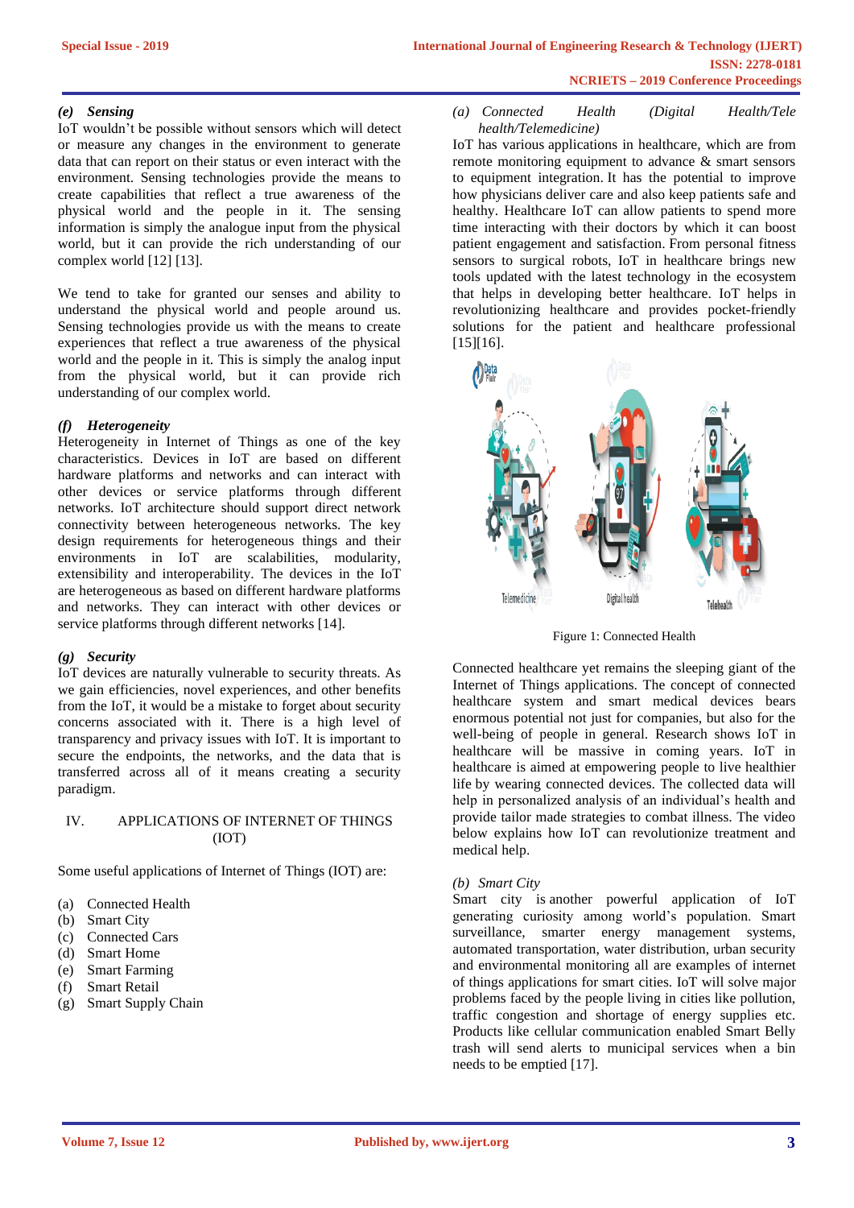### *(e) Sensing*

IoT wouldn't be possible without sensors which will detect or measure any changes in the environment to generate data that can report on their status or even interact with the environment. Sensing technologies provide the means to create capabilities that reflect a true awareness of the physical world and the people in it. The sensing information is simply the analogue input from the physical world, but it can provide the rich understanding of our complex world [12] [13].

We tend to take for granted our senses and ability to understand the physical world and people around us. Sensing technologies provide us with the means to create experiences that reflect a true awareness of the physical world and the people in it. This is simply the analog input from the physical world, but it can provide rich understanding of our complex world.

### *(f) Heterogeneity*

Heterogeneity in Internet of Things as one of the key characteristics. Devices in IoT are based on different hardware platforms and networks and can interact with other devices or service platforms through different networks. IoT architecture should support direct network connectivity between heterogeneous networks. The key design requirements for heterogeneous things and their environments in IoT are scalabilities, modularity, extensibility and interoperability. The devices in the IoT are heterogeneous as based on different hardware platforms and networks. They can interact with other devices or service platforms through different networks [14].

### *(g) Security*

IoT devices are naturally vulnerable to security threats. As we gain efficiencies, novel experiences, and other benefits from the IoT, it would be a mistake to forget about security concerns associated with it. There is a high level of transparency and privacy issues with IoT. It is important to secure the endpoints, the networks, and the data that is transferred across all of it means creating a security paradigm.

## IV. APPLICATIONS OF INTERNET OF THINGS (IOT)

Some useful applications of Internet of Things (IOT) are:

(a) Connected Health
(b) Smart City
(c) Connected Cars
(d) Smart Home
(e) Smart Farming
(f) Smart Retail
(g) Smart Supply Chain

### *(a) Connected Health (Digital Health/Tele health/Telemedicine)*

IoT has various applications in healthcare, which are from remote monitoring equipment to advance & smart sensors to equipment integration. It has the potential to improve how physicians deliver care and also keep patients safe and healthy. Healthcare IoT can allow patients to spend more time interacting with their doctors by which it can boost patient engagement and satisfaction. From personal fitness sensors to surgical robots, IoT in healthcare brings new tools updated with the latest technology in the ecosystem that helps in developing better healthcare. IoT helps in revolutionizing healthcare and provides pocket-friendly solutions for the patient and healthcare professional [15][16].

Telemedicine
Digital health
Telehealth

Figure 1: Connected Health

Connected healthcare yet remains the sleeping giant of the Internet of Things applications. The concept of connected healthcare system and smart medical devices bears enormous potential not just for companies, but also for the well-being of people in general. Research shows IoT in healthcare will be massive in coming years. IoT in healthcare is aimed at empowering people to live healthier life by wearing connected devices. The collected data will help in personalized analysis of an individual's health and provide tailor made strategies to combat illness. The video below explains how IoT can revolutionize treatment and medical help.

### *(b) Smart City*

Smart city is another powerful application of IoT generating curiosity among world's population. Smart surveillance, smarter energy management systems, automated transportation, water distribution, urban security and environmental monitoring all are examples of internet of things applications for smart cities. IoT will solve major problems faced by the people living in cities like pollution, traffic congestion and shortage of energy supplies etc. Products like cellular communication enabled Smart Belly trash will send alerts to municipal services when a bin needs to be emptied [17].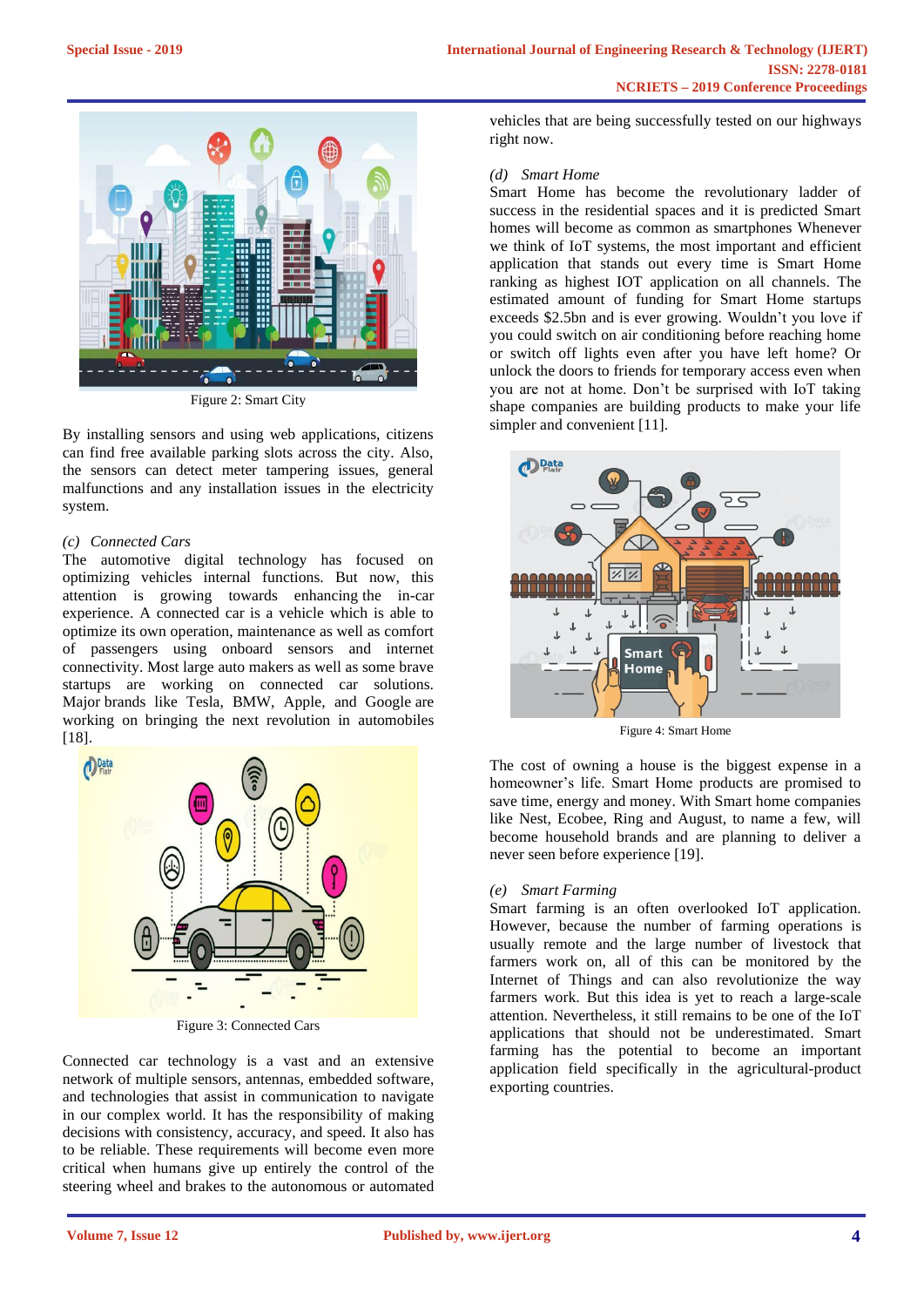Figure 2: Smart City

By installing sensors and using web applications, citizens can find free available parking slots across the city. Also, the sensors can detect meter tampering issues, general malfunctions and any installation issues in the electricity system.

*(c) Connected Cars*

The automotive digital technology has focused on optimizing vehicles internal functions. But now, this attention is growing towards enhancing the in-car experience. A connected car is a vehicle which is able to optimize its own operation, maintenance as well as comfort of passengers using onboard sensors and internet connectivity. Most large auto makers as well as some brave startups are working on connected car solutions. Major brands like Tesla, BMW, Apple, and Google are working on bringing the next revolution in automobiles [18].

Figure 3: Connected Cars

Connected car technology is a vast and an extensive network of multiple sensors, antennas, embedded software, and technologies that assist in communication to navigate in our complex world. It has the responsibility of making decisions with consistency, accuracy, and speed. It also has to be reliable. These requirements will become even more critical when humans give up entirely the control of the steering wheel and brakes to the autonomous or automated vehicles that are being successfully tested on our highways right now.

*(d) Smart Home*

Smart Home has become the revolutionary ladder of success in the residential spaces and it is predicted Smart homes will become as common as smartphones Whenever we think of IoT systems, the most important and efficient application that stands out every time is Smart Home ranking as highest IOT application on all channels. The estimated amount of funding for Smart Home startups exceeds $2.5bn and is ever growing. Wouldn't you love if you could switch on air conditioning before reaching home or switch off lights even after you have left home? Or unlock the doors to friends for temporary access even when you are not at home. Don't be surprised with IoT taking shape companies are building products to make your life simpler and convenient [11].

Figure 4: Smart Home

The cost of owning a house is the biggest expense in a homeowner's life. Smart Home products are promised to save time, energy and money. With Smart home companies like Nest, Ecobee, Ring and August, to name a few, will become household brands and are planning to deliver a never seen before experience [19].

*(e) Smart Farming*

Smart farming is an often overlooked IoT application. However, because the number of farming operations is usually remote and the large number of livestock that farmers work on, all of this can be monitored by the Internet of Things and can also revolutionize the way farmers work. But this idea is yet to reach a large-scale attention. Nevertheless, it still remains to be one of the IoT applications that should not be underestimated. Smart farming has the potential to become an important application field specifically in the agricultural-product exporting countries.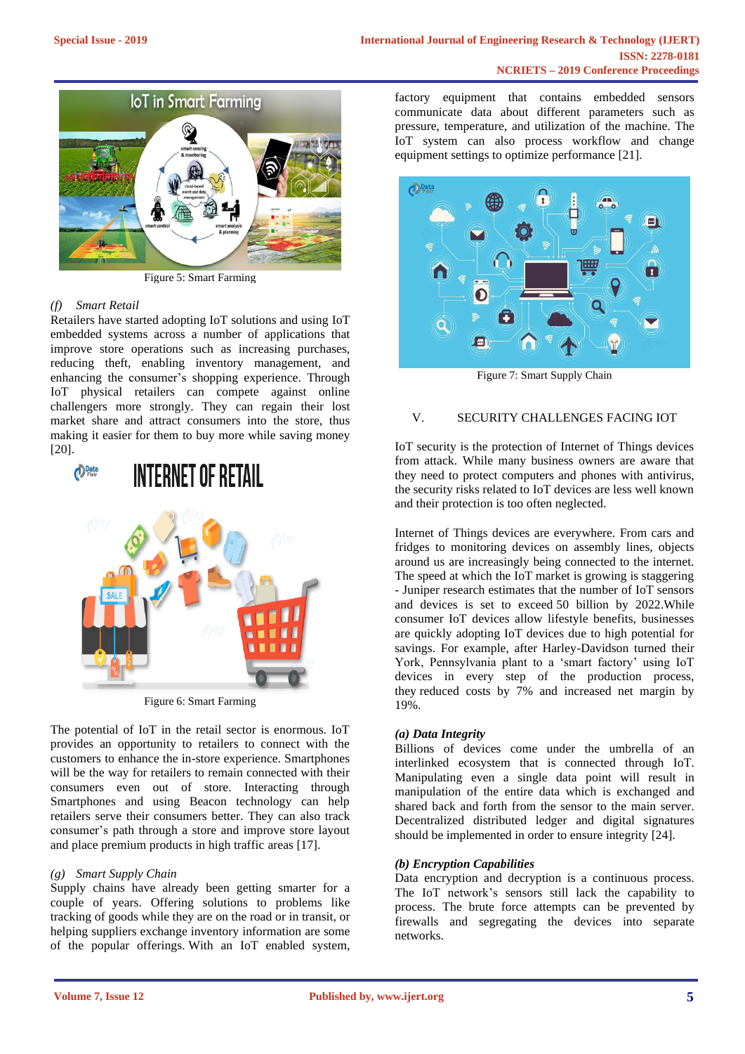Figure 5: Smart Farming

*(f) Smart Retail*

Retailers have started adopting IoT solutions and using IoT embedded systems across a number of applications that improve store operations such as increasing purchases, reducing theft, enabling inventory management, and enhancing the consumer's shopping experience. Through IoT physical retailers can compete against online challengers more strongly. They can regain their lost market share and attract consumers into the store, thus making it easier for them to buy more while saving money [20].

Figure 6: Smart Farming

The potential of IoT in the retail sector is enormous. IoT provides an opportunity to retailers to connect with the customers to enhance the in-store experience. Smartphones will be the way for retailers to remain connected with their consumers even out of store. Interacting through Smartphones and using Beacon technology can help retailers serve their consumers better. They can also track consumer's path through a store and improve store layout and place premium products in high traffic areas [17].

*(g) Smart Supply Chain*

Supply chains have already been getting smarter for a couple of years. Offering solutions to problems like tracking of goods while they are on the road or in transit, or helping suppliers exchange inventory information are some of the popular offerings. With an IoT enabled system, factory equipment that contains embedded sensors communicate data about different parameters such as pressure, temperature, and utilization of the machine. The IoT system can also process workflow and change equipment settings to optimize performance [21].

Figure 7: Smart Supply Chain

## V. SECURITY CHALLENGES FACING IOT

IoT security is the protection of Internet of Things devices from attack. While many business owners are aware that they need to protect computers and phones with antivirus, the security risks related to IoT devices are less well known and their protection is too often neglected.

Internet of Things devices are everywhere. From cars and fridges to monitoring devices on assembly lines, objects around us are increasingly being connected to the internet. The speed at which the IoT market is growing is staggering - Juniper research estimates that the number of IoT sensors and devices is set to exceed 50 billion by 2022.While consumer IoT devices allow lifestyle benefits, businesses are quickly adopting IoT devices due to high potential for savings. For example, after Harley-Davidson turned their York, Pennsylvania plant to a 'smart factory' using IoT devices in every step of the production process, they reduced costs by 7% and increased net margin by 19%.

***(a) Data Integrity***

Billions of devices come under the umbrella of an interlinked ecosystem that is connected through IoT. Manipulating even a single data point will result in manipulation of the entire data which is exchanged and shared back and forth from the sensor to the main server. Decentralized distributed ledger and digital signatures should be implemented in order to ensure integrity [24].

***(b) Encryption Capabilities***

Data encryption and decryption is a continuous process. The IoT network's sensors still lack the capability to process. The brute force attempts can be prevented by firewalls and segregating the devices into separate networks.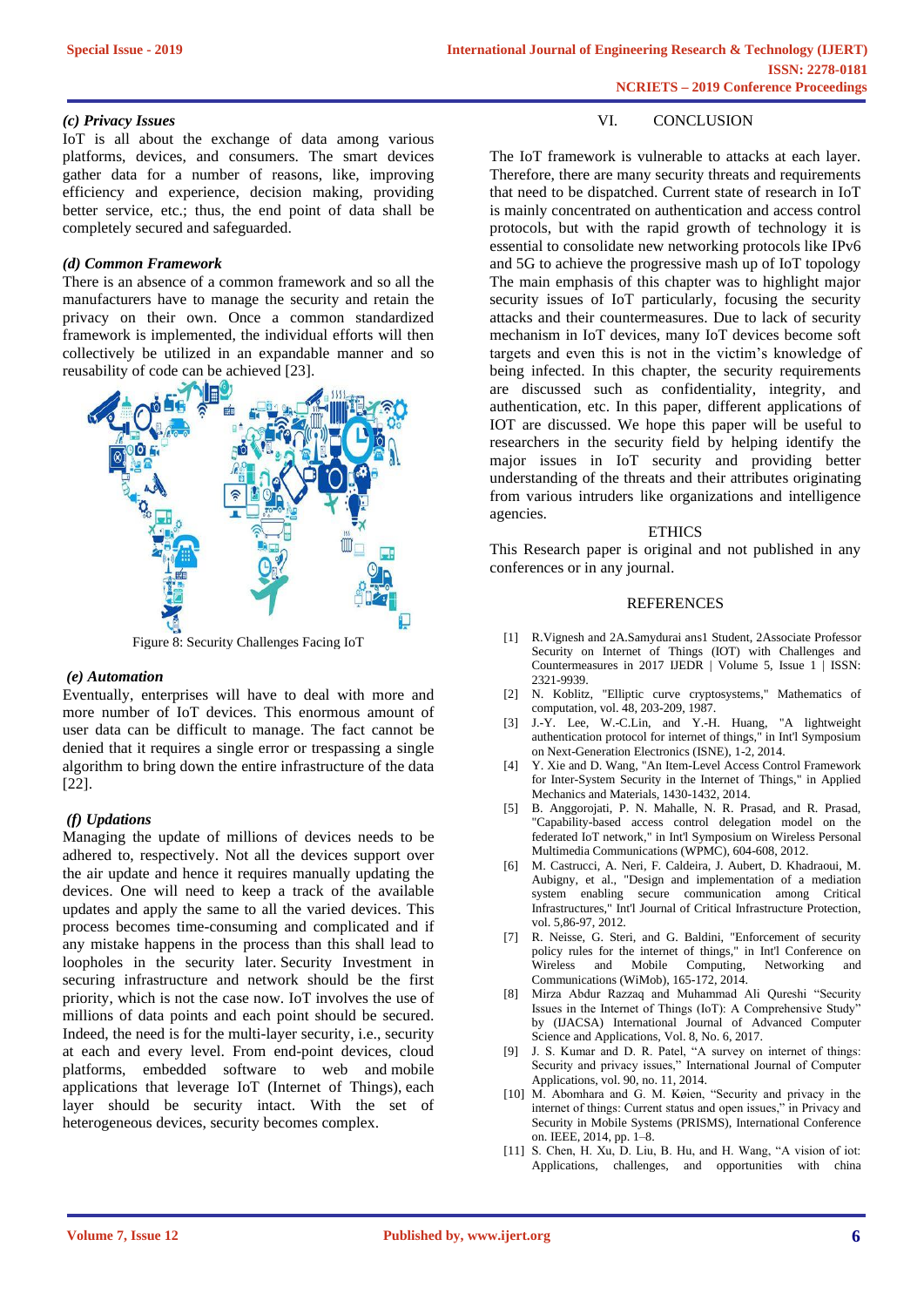### *(c) Privacy Issues*

IoT is all about the exchange of data among various platforms, devices, and consumers. The smart devices gather data for a number of reasons, like, improving efficiency and experience, decision making, providing better service, etc.; thus, the end point of data shall be completely secured and safeguarded.

### *(d) Common Framework*

There is an absence of a common framework and so all the manufacturers have to manage the security and retain the privacy on their own. Once a common standardized framework is implemented, the individual efforts will then collectively be utilized in an expandable manner and so reusability of code can be achieved [23].

Figure 8: Security Challenges Facing IoT

### *(e) Automation*

Eventually, enterprises will have to deal with more and more number of IoT devices. This enormous amount of user data can be difficult to manage. The fact cannot be denied that it requires a single error or trespassing a single algorithm to bring down the entire infrastructure of the data [22].

### *(f) Updations*

Managing the update of millions of devices needs to be adhered to, respectively. Not all the devices support over the air update and hence it requires manually updating the devices. One will need to keep a track of the available updates and apply the same to all the varied devices. This process becomes time-consuming and complicated and if any mistake happens in the process than this shall lead to loopholes in the security later. Security Investment in securing infrastructure and network should be the first priority, which is not the case now. IoT involves the use of millions of data points and each point should be secured. Indeed, the need is for the multi-layer security, i.e., security at each and every level. From end-point devices, cloud platforms, embedded software to web and mobile applications that leverage IoT (Internet of Things), each layer should be security intact. With the set of heterogeneous devices, security becomes complex.

## VI. CONCLUSION

The IoT framework is vulnerable to attacks at each layer. Therefore, there are many security threats and requirements that need to be dispatched. Current state of research in IoT is mainly concentrated on authentication and access control protocols, but with the rapid growth of technology it is essential to consolidate new networking protocols like IPv6 and 5G to achieve the progressive mash up of IoT topology The main emphasis of this chapter was to highlight major security issues of IoT particularly, focusing the security attacks and their countermeasures. Due to lack of security mechanism in IoT devices, many IoT devices become soft targets and even this is not in the victim's knowledge of being infected. In this chapter, the security requirements are discussed such as confidentiality, integrity, and authentication, etc. In this paper, different applications of IOT are discussed. We hope this paper will be useful to researchers in the security field by helping identify the major issues in IoT security and providing better understanding of the threats and their attributes originating from various intruders like organizations and intelligence agencies.

## ETHICS

This Research paper is original and not published in any conferences or in any journal.

## REFERENCES

[1] R.Vignesh and 2A.Samydurai ans1 Student, 2Associate Professor Security on Internet of Things (IOT) with Challenges and Countermeasures in 2017 IJEDR | Volume 5, Issue 1 | ISSN: 2321-9939.

[2] N. Koblitz, "Elliptic curve cryptosystems," Mathematics of computation, vol. 48, 203-209, 1987.

[3] J.-Y. Lee, W.-C.Lin, and Y.-H. Huang, "A lightweight authentication protocol for internet of things," in Int'l Symposium on Next-Generation Electronics (ISNE), 1-2, 2014.

[4] Y. Xie and D. Wang, "An Item-Level Access Control Framework for Inter-System Security in the Internet of Things," in Applied Mechanics and Materials, 1430-1432, 2014.

[5] B. Anggorojati, P. N. Mahalle, N. R. Prasad, and R. Prasad, "Capability-based access control delegation model on the federated IoT network," in Int'l Symposium on Wireless Personal Multimedia Communications (WPMC), 604-608, 2012.

[6] M. Castrucci, A. Neri, F. Caldeira, J. Aubert, D. Khadraoui, M. Aubigny, et al., "Design and implementation of a mediation system enabling secure communication among Critical Infrastructures," Int'l Journal of Critical Infrastructure Protection, vol. 5,86-97, 2012.

[7] R. Neisse, G. Steri, and G. Baldini, "Enforcement of security policy rules for the internet of things," in Int'l Conference on Wireless and Mobile Computing, Networking and Communications (WiMob), 165-172, 2014.

[8] Mirza Abdur Razzaq and Muhammad Ali Qureshi "Security Issues in the Internet of Things (IoT): A Comprehensive Study" by (IJACSA) International Journal of Advanced Computer Science and Applications, Vol. 8, No. 6, 2017.

[9] J. S. Kumar and D. R. Patel, "A survey on internet of things: Security and privacy issues," International Journal of Computer Applications, vol. 90, no. 11, 2014.

[10] M. Abomhara and G. M. Køien, "Security and privacy in the internet of things: Current status and open issues," in Privacy and Security in Mobile Systems (PRISMS), International Conference on. IEEE, 2014, pp. 1–8.

[11] S. Chen, H. Xu, D. Liu, B. Hu, and H. Wang, "A vision of iot: Applications, challenges, and opportunities with china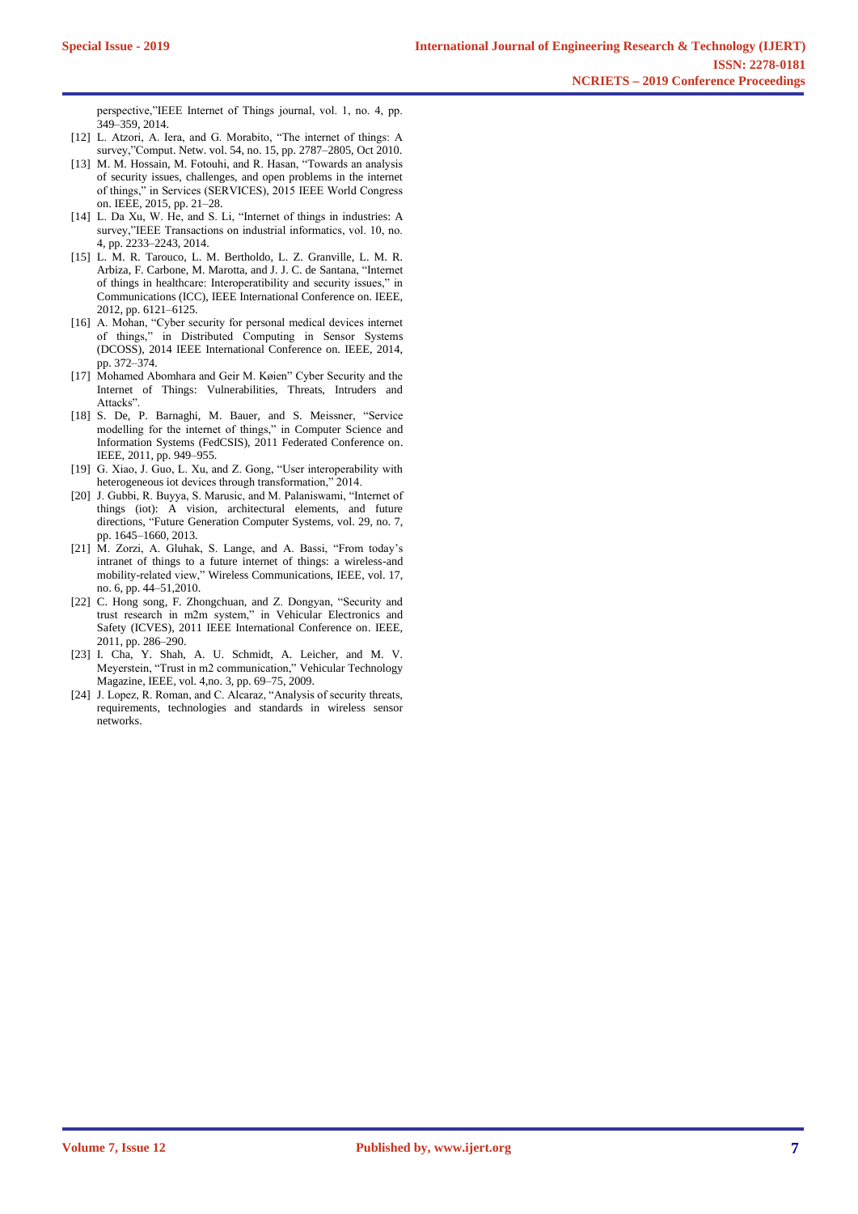perspective,"IEEE Internet of Things journal, vol. 1, no. 4, pp. 349–359, 2014.

[12] L. Atzori, A. Iera, and G. Morabito, "The internet of things: A survey,"Comput. Netw. vol. 54, no. 15, pp. 2787–2805, Oct 2010.

[13] M. M. Hossain, M. Fotouhi, and R. Hasan, "Towards an analysis of security issues, challenges, and open problems in the internet of things," in Services (SERVICES), 2015 IEEE World Congress on. IEEE, 2015, pp. 21–28.

[14] L. Da Xu, W. He, and S. Li, "Internet of things in industries: A survey,"IEEE Transactions on industrial informatics, vol. 10, no. 4, pp. 2233–2243, 2014.

[15] L. M. R. Tarouco, L. M. Bertholdo, L. Z. Granville, L. M. R. Arbiza, F. Carbone, M. Marotta, and J. J. C. de Santana, "Internet of things in healthcare: Interoperatibility and security issues," in Communications (ICC), IEEE International Conference on. IEEE, 2012, pp. 6121–6125.

[16] A. Mohan, "Cyber security for personal medical devices internet of things," in Distributed Computing in Sensor Systems (DCOSS), 2014 IEEE International Conference on. IEEE, 2014, pp. 372–374.

[17] Mohamed Abomhara and Geir M. Køien" Cyber Security and the Internet of Things: Vulnerabilities, Threats, Intruders and Attacks".

[18] S. De, P. Barnaghi, M. Bauer, and S. Meissner, "Service modelling for the internet of things," in Computer Science and Information Systems (FedCSIS), 2011 Federated Conference on. IEEE, 2011, pp. 949–955.

[19] G. Xiao, J. Guo, L. Xu, and Z. Gong, "User interoperability with heterogeneous iot devices through transformation," 2014.

[20] J. Gubbi, R. Buyya, S. Marusic, and M. Palaniswami, "Internet of things (iot): A vision, architectural elements, and future directions, "Future Generation Computer Systems, vol. 29, no. 7, pp. 1645–1660, 2013.

[21] M. Zorzi, A. Gluhak, S. Lange, and A. Bassi, "From today's intranet of things to a future internet of things: a wireless-and mobility-related view," Wireless Communications, IEEE, vol. 17, no. 6, pp. 44–51,2010.

[22] C. Hong song, F. Zhongchuan, and Z. Dongyan, "Security and trust research in m2m system," in Vehicular Electronics and Safety (ICVES), 2011 IEEE International Conference on. IEEE, 2011, pp. 286–290.

[23] I. Cha, Y. Shah, A. U. Schmidt, A. Leicher, and M. V. Meyerstein, "Trust in m2 communication," Vehicular Technology Magazine, IEEE, vol. 4,no. 3, pp. 69–75, 2009.

[24] J. Lopez, R. Roman, and C. Alcaraz, "Analysis of security threats, requirements, technologies and standards in wireless sensor networks.